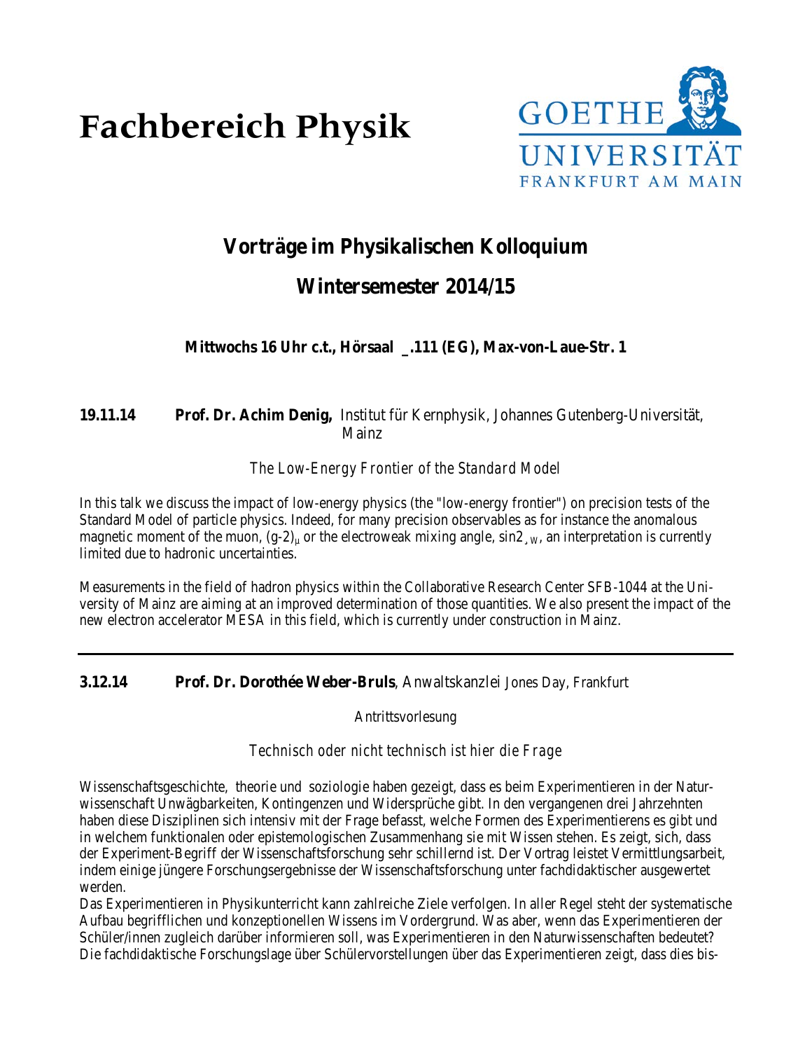# Fachbereich Physik

GOETHE UNIVERSITÄT FRANKFURT AM MAIN

## Vorträge im Physikalischen Kolloquium

## Wintersemester 2014/15

**Mittwochs 16 Uhr c.t., Hörsaal _.111 (EG), Max-von-Laue-Str. 1**

**19.11.14** **Prof. Dr. Achim Denig,** Institut für Kernphysik, Johannes Gutenberg-Universität, Mainz

*The Low-Energy Frontier of the Standard Model*

In this talk we discuss the impact of low-energy physics (the "low-energy frontier") on precision tests of the Standard Model of particle physics. Indeed, for many precision observables as for instance the anomalous magnetic moment of the muon, $(g\text{-}2)_\mu$ or the electroweak mixing angle, $\sin2_{¸W}$, an interpretation is currently limited due to hadronic uncertainties.

Measurements in the field of hadron physics within the Collaborative Research Center SFB-1044 at the University of Mainz are aiming at an improved determination of those quantities. We also present the impact of the new electron accelerator MESA in this field, which is currently under construction in Mainz.

---

**3.12.14** **Prof. Dr. Dorothée Weber-Bruls**, Anwaltskanzlei Jones Day, Frankfurt

Antrittsvorlesung

*Technisch oder nicht technisch ist hier die Frage*

Wissenschaftsgeschichte, theorie und soziologie haben gezeigt, dass es beim Experimentieren in der Naturwissenschaft Unwägbarkeiten, Kontingenzen und Widersprüche gibt. In den vergangenen drei Jahrzehnten haben diese Disziplinen sich intensiv mit der Frage befasst, welche Formen des Experimentierens es gibt und in welchem funktionalen oder epistemologischen Zusammenhang sie mit Wissen stehen. Es zeigt, sich, dass der Experiment-Begriff der Wissenschaftsforschung sehr schillernd ist. Der Vortrag leistet Vermittlungsarbeit, indem einige jüngere Forschungsergebnisse der Wissenschaftsforschung unter fachdidaktischer ausgewertet werden.
Das Experimentieren in Physikunterricht kann zahlreiche Ziele verfolgen. In aller Regel steht der systematische Aufbau begrifflichen und konzeptionellen Wissens im Vordergrund. Was aber, wenn das Experimentieren der Schüler/innen zugleich darüber informieren soll, was Experimentieren in den Naturwissenschaften bedeutet? Die fachdidaktische Forschungslage über Schülervorstellungen über das Experimentieren zeigt, dass dies bis-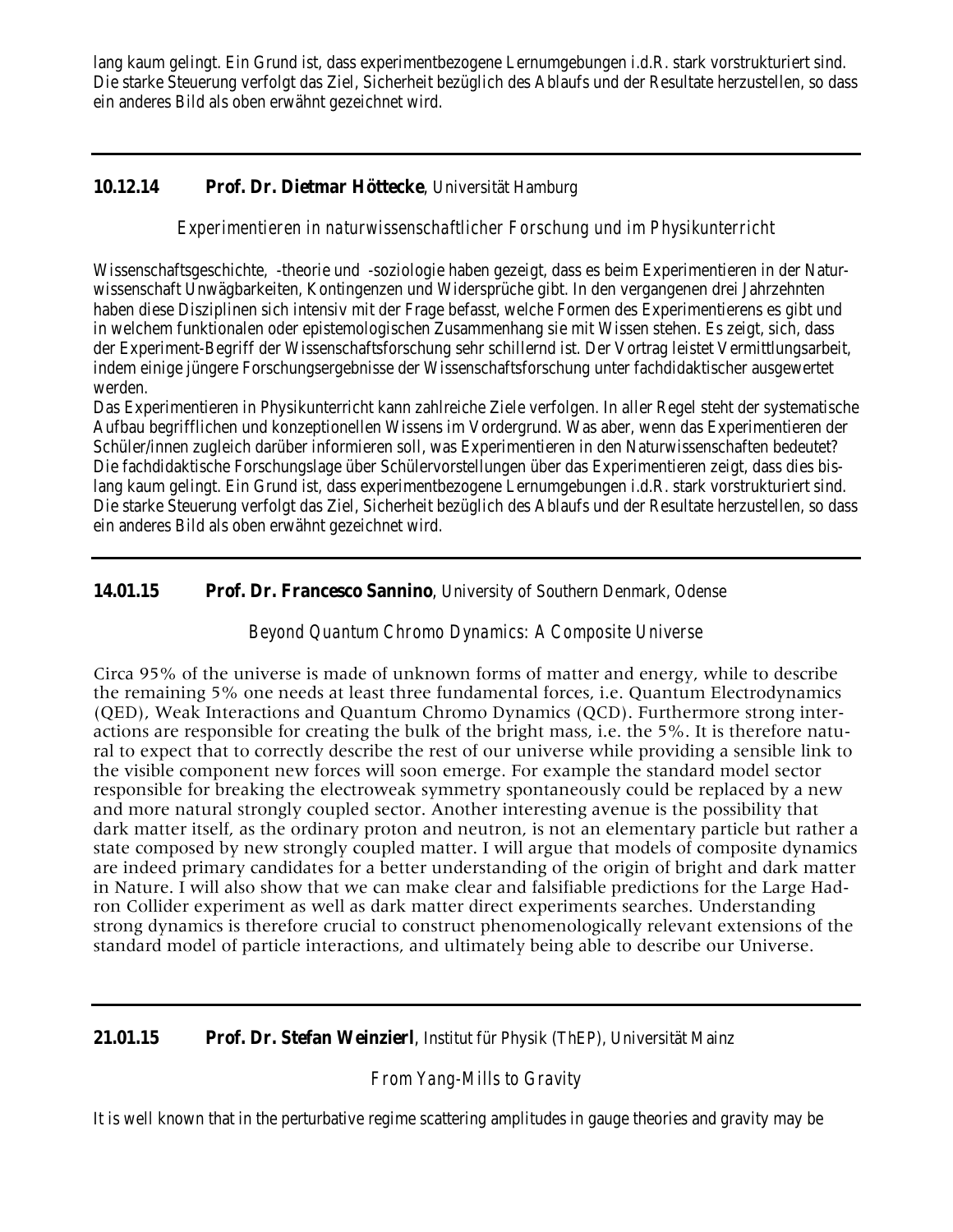lang kaum gelingt. Ein Grund ist, dass experimentbezogene Lernumgebungen i.d.R. stark vorstrukturiert sind. Die starke Steuerung verfolgt das Ziel, Sicherheit bezüglich des Ablaufs und der Resultate herzustellen, so dass ein anderes Bild als oben erwähnt gezeichnet wird.

---

**10.12.14** **Prof. Dr. Dietmar Höttecke**, Universität Hamburg

*Experimentieren in naturwissenschaftlicher Forschung und im Physikunterricht*

Wissenschaftsgeschichte, -theorie und -soziologie haben gezeigt, dass es beim Experimentieren in der Naturwissenschaft Unwägbarkeiten, Kontingenzen und Widersprüche gibt. In den vergangenen drei Jahrzehnten haben diese Disziplinen sich intensiv mit der Frage befasst, welche Formen des Experimentierens es gibt und in welchem funktionalen oder epistemologischen Zusammenhang sie mit Wissen stehen. Es zeigt, sich, dass der Experiment-Begriff der Wissenschaftsforschung sehr schillernd ist. Der Vortrag leistet Vermittlungsarbeit, indem einige jüngere Forschungsergebnisse der Wissenschaftsforschung unter fachdidaktischer ausgewertet werden.

Das Experimentieren in Physikunterricht kann zahlreiche Ziele verfolgen. In aller Regel steht der systematische Aufbau begrifflichen und konzeptionellen Wissens im Vordergrund. Was aber, wenn das Experimentieren der Schüler/innen zugleich darüber informieren soll, was Experimentieren in den Naturwissenschaften bedeutet? Die fachdidaktische Forschungslage über Schülervorstellungen über das Experimentieren zeigt, dass dies bislang kaum gelingt. Ein Grund ist, dass experimentbezogene Lernumgebungen i.d.R. stark vorstrukturiert sind. Die starke Steuerung verfolgt das Ziel, Sicherheit bezüglich des Ablaufs und der Resultate herzustellen, so dass ein anderes Bild als oben erwähnt gezeichnet wird.

---

**14.01.15** **Prof. Dr. Francesco Sannino**, University of Southern Denmark, Odense

*Beyond Quantum Chromo Dynamics: A Composite Universe*

Circa 95% of the universe is made of unknown forms of matter and energy, while to describe the remaining 5% one needs at least three fundamental forces, i.e. Quantum Electrodynamics (QED), Weak Interactions and Quantum Chromo Dynamics (QCD). Furthermore strong interactions are responsible for creating the bulk of the bright mass, i.e. the 5%. It is therefore natural to expect that to correctly describe the rest of our universe while providing a sensible link to the visible component new forces will soon emerge. For example the standard model sector responsible for breaking the electroweak symmetry spontaneously could be replaced by a new and more natural strongly coupled sector. Another interesting avenue is the possibility that dark matter itself, as the ordinary proton and neutron, is not an elementary particle but rather a state composed by new strongly coupled matter. I will argue that models of composite dynamics are indeed primary candidates for a better understanding of the origin of bright and dark matter in Nature. I will also show that we can make clear and falsifiable predictions for the Large Hadron Collider experiment as well as dark matter direct experiments searches. Understanding strong dynamics is therefore crucial to construct phenomenologically relevant extensions of the standard model of particle interactions, and ultimately being able to describe our Universe.

---

**21.01.15** **Prof. Dr. Stefan Weinzierl**, Institut für Physik (ThEP), Universität Mainz

*From Yang-Mills to Gravity*

It is well known that in the perturbative regime scattering amplitudes in gauge theories and gravity may be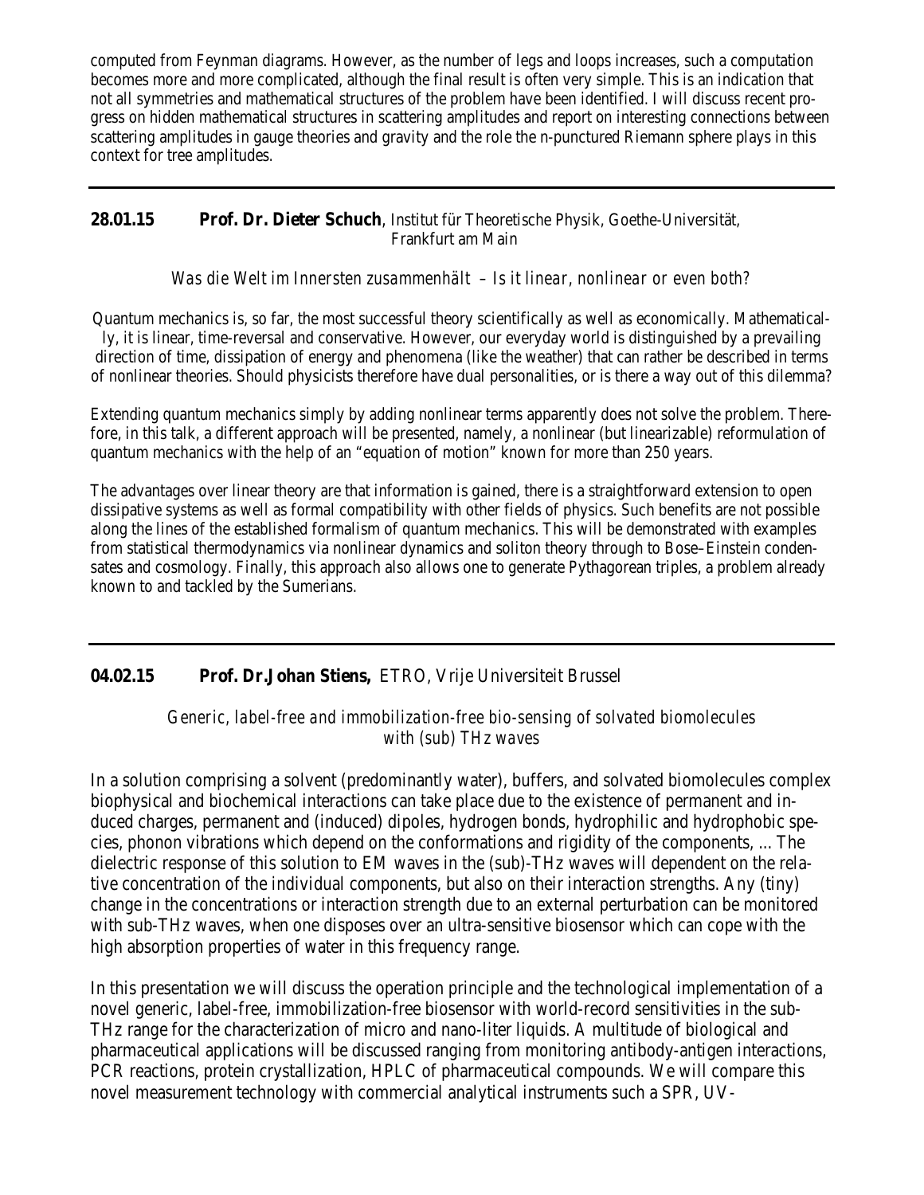computed from Feynman diagrams. However, as the number of legs and loops increases, such a computation becomes more and more complicated, although the final result is often very simple. This is an indication that not all symmetries and mathematical structures of the problem have been identified. I will discuss recent progress on hidden mathematical structures in scattering amplitudes and report on interesting connections between scattering amplitudes in gauge theories and gravity and the role the n-punctured Riemann sphere plays in this context for tree amplitudes.

---

**28.01.15** **Prof. Dr. Dieter Schuch**, Institut für Theoretische Physik, Goethe-Universität, Frankfurt am Main

*Was die Welt im Innersten zusammenhält – Is it linear, nonlinear or even both?*

Quantum mechanics is, so far, the most successful theory scientifically as well as economically. Mathematically, it is linear, time-reversal and conservative. However, our everyday world is distinguished by a prevailing direction of time, dissipation of energy and phenomena (like the weather) that can rather be described in terms of nonlinear theories. Should physicists therefore have dual personalities, or is there a way out of this dilemma?

Extending quantum mechanics simply by adding nonlinear terms apparently does not solve the problem. Therefore, in this talk, a different approach will be presented, namely, a nonlinear (but linearizable) reformulation of quantum mechanics with the help of an "equation of motion" known for more than 250 years.

The advantages over linear theory are that information is gained, there is a straightforward extension to open dissipative systems as well as formal compatibility with other fields of physics. Such benefits are not possible along the lines of the established formalism of quantum mechanics. This will be demonstrated with examples from statistical thermodynamics via nonlinear dynamics and soliton theory through to Bose–Einstein condensates and cosmology. Finally, this approach also allows one to generate Pythagorean triples, a problem already known to and tackled by the Sumerians.

---

**04.02.15** **Prof. Dr.Johan Stiens,** ETRO, Vrije Universiteit Brussel

*Generic, label-free and immobilization-free bio-sensing of solvated biomolecules with (sub) THz waves*

In a solution comprising a solvent (predominantly water), buffers, and solvated biomolecules complex biophysical and biochemical interactions can take place due to the existence of permanent and induced charges, permanent and (induced) dipoles, hydrogen bonds, hydrophilic and hydrophobic species, phonon vibrations which depend on the conformations and rigidity of the components, ... The dielectric response of this solution to EM waves in the (sub)-THz waves will dependent on the relative concentration of the individual components, but also on their interaction strengths. Any (tiny) change in the concentrations or interaction strength due to an external perturbation can be monitored with sub-THz waves, when one disposes over an ultra-sensitive biosensor which can cope with the high absorption properties of water in this frequency range.

In this presentation we will discuss the operation principle and the technological implementation of a novel generic, label-free, immobilization-free biosensor with world-record sensitivities in the sub-THz range for the characterization of micro and nano-liter liquids. A multitude of biological and pharmaceutical applications will be discussed ranging from monitoring antibody-antigen interactions, PCR reactions, protein crystallization, HPLC of pharmaceutical compounds. We will compare this novel measurement technology with commercial analytical instruments such a SPR, UV-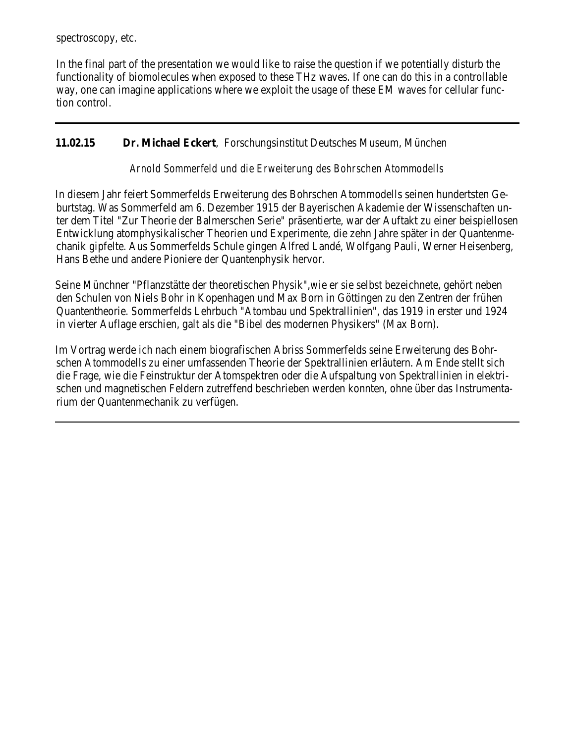spectroscopy, etc.

In the final part of the presentation we would like to raise the question if we potentially disturb the functionality of biomolecules when exposed to these THz waves. If one can do this in a controllable way, one can imagine applications where we exploit the usage of these EM waves for cellular function control.

---

**11.02.15** **Dr. Michael Eckert**, Forschungsinstitut Deutsches Museum, München

*Arnold Sommerfeld und die Erweiterung des Bohrschen Atommodells*

In diesem Jahr feiert Sommerfelds Erweiterung des Bohrschen Atommodells seinen hundertsten Geburtstag. Was Sommerfeld am 6. Dezember 1915 der Bayerischen Akademie der Wissenschaften unter dem Titel "Zur Theorie der Balmerschen Serie" präsentierte, war der Auftakt zu einer beispiellosen Entwicklung atomphysikalischer Theorien und Experimente, die zehn Jahre später in der Quantenmechanik gipfelte. Aus Sommerfelds Schule gingen Alfred Landé, Wolfgang Pauli, Werner Heisenberg, Hans Bethe und andere Pioniere der Quantenphysik hervor.

Seine Münchner "Pflanzstätte der theoretischen Physik",wie er sie selbst bezeichnete, gehört neben den Schulen von Niels Bohr in Kopenhagen und Max Born in Göttingen zu den Zentren der frühen Quantentheorie. Sommerfelds Lehrbuch "Atombau und Spektrallinien", das 1919 in erster und 1924 in vierter Auflage erschien, galt als die "Bibel des modernen Physikers" (Max Born).

Im Vortrag werde ich nach einem biografischen Abriss Sommerfelds seine Erweiterung des Bohrschen Atommodells zu einer umfassenden Theorie der Spektrallinien erläutern. Am Ende stellt sich die Frage, wie die Feinstruktur der Atomspektren oder die Aufspaltung von Spektrallinien in elektrischen und magnetischen Feldern zutreffend beschrieben werden konnten, ohne über das Instrumentarium der Quantenmechanik zu verfügen.

---